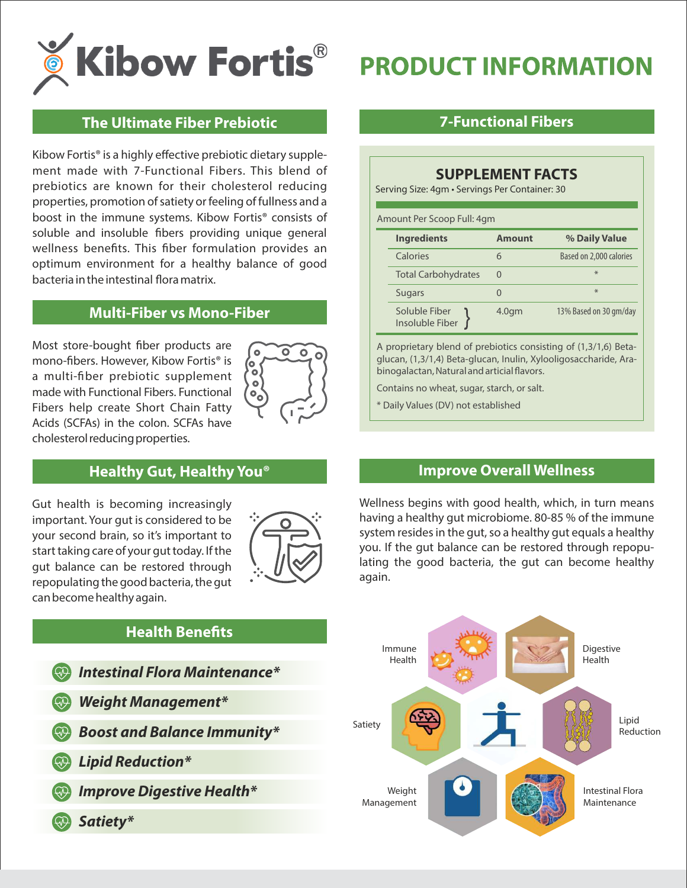# Kibow Fortis®

# PRODUCT INFORMATION

## The Ultimate Fiber Prebiotic

Kibow Fortis® is a highly effective prebiotic dietary supplement made with 7-Functional Fibers. This blend of prebiotics are known for their cholesterol reducing properties, promotion of satiety or feeling of fullness and a boost in the immune systems. Kibow Fortis® consists of soluble and insoluble fibers providing unique general wellness benefits. This fiber formulation provides an optimum environment for a healthy balance of good bacteria in the intestinal flora matrix.

## Multi-Fiber vs Mono-Fiber

Most store-bought fiber products are mono-fibers. However, Kibow Fortis® is a multi-fiber prebiotic supplement made with Functional Fibers. Functional Fibers help create Short Chain Fatty Acids (SCFAs) in the colon. SCFAs have cholesterol reducing properties.

## Healthy Gut, Healthy You®

Gut health is becoming increasingly important. Your gut is considered to be your second brain, so it's important to start taking care of your gut today. If the gut balance can be restored through repopulating the good bacteria, the gut can become healthy again.

## Health Benefits

- ***Intestinal Flora Maintenance****
- ***Weight Management****
- ***Boost and Balance Immunity****
- ***Lipid Reduction****
- ***Improve Digestive Health****
- ***Satiety****

## 7-Functional Fibers

### SUPPLEMENT FACTS

Serving Size: 4gm • Servings Per Container: 30

Amount Per Scoop Full: 4gm

| Ingredients | Amount | % Daily Value |
|---|---|---|
| Calories | 6 | Based on 2,000 calories |
| Total Carbohydrates | 0 | * |
| Sugars | 0 | * |
| Soluble Fiber / Insoluble Fiber | 4.0gm | 13% Based on 30 gm/day |

A proprietary blend of prebiotics consisting of (1,3/1,6) Beta-glucan, (1,3/1,4) Beta-glucan, Inulin, Xylooligosaccharide, Arabinogalactan, Natural and articial flavors.

Contains no wheat, sugar, starch, or salt.

* Daily Values (DV) not established

## Improve Overall Wellness

Wellness begins with good health, which, in turn means having a healthy gut microbiome. 80-85 % of the immune system resides in the gut, so a healthy gut equals a healthy you. If the gut balance can be restored through repopulating the good bacteria, the gut can become healthy again.

Immune Health

Digestive Health

Satiety

Lipid Reduction

Weight Management

Intestinal Flora Maintenance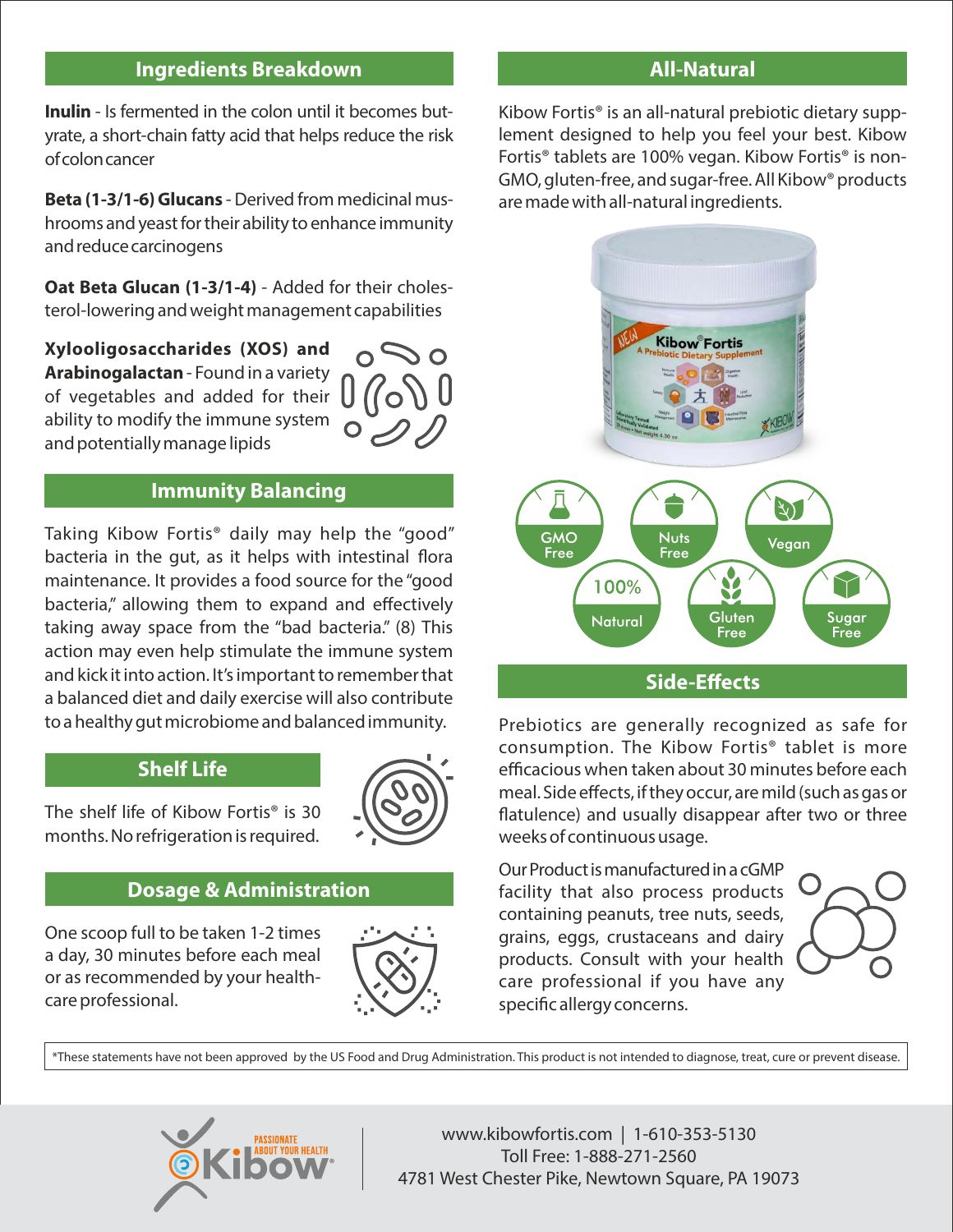## Ingredients Breakdown

**Inulin** - Is fermented in the colon until it becomes butyrate, a short-chain fatty acid that helps reduce the risk of colon cancer

**Beta (1-3/1-6) Glucans** - Derived from medicinal mushrooms and yeast for their ability to enhance immunity and reduce carcinogens

**Oat Beta Glucan (1-3/1-4)** - Added for their cholesterol-lowering and weight management capabilities

**Xylooligosaccharides (XOS) and Arabinogalactan** - Found in a variety of vegetables and added for their ability to modify the immune system and potentially manage lipids

## Immunity Balancing

Taking Kibow Fortis® daily may help the "good" bacteria in the gut, as it helps with intestinal flora maintenance. It provides a food source for the "good bacteria," allowing them to expand and effectively taking away space from the "bad bacteria." (8) This action may even help stimulate the immune system and kick it into action. It's important to remember that a balanced diet and daily exercise will also contribute to a healthy gut microbiome and balanced immunity.

## Shelf Life

The shelf life of Kibow Fortis® is 30 months. No refrigeration is required.

## Dosage & Administration

One scoop full to be taken 1-2 times a day, 30 minutes before each meal or as recommended by your healthcare professional.

## All-Natural

Kibow Fortis® is an all-natural prebiotic dietary supplement designed to help you feel your best. Kibow Fortis® tablets are 100% vegan. Kibow Fortis® is non-GMO, gluten-free, and sugar-free. All Kibow® products are made with all-natural ingredients.

GMO Free
Nuts Free
Vegan
100% Natural
Gluten Free
Sugar Free

## Side-Effects

Prebiotics are generally recognized as safe for consumption. The Kibow Fortis® tablet is more efficacious when taken about 30 minutes before each meal. Side effects, if they occur, are mild (such as gas or flatulence) and usually disappear after two or three weeks of continuous usage.

Our Product is manufactured in a cGMP facility that also process products containing peanuts, tree nuts, seeds, grains, eggs, crustaceans and dairy products. Consult with your health care professional if you have any specific allergy concerns.

*These statements have not been approved by the US Food and Drug Administration. This product is not intended to diagnose, treat, cure or prevent disease.

Kibow® PASSIONATE ABOUT YOUR HEALTH

www.kibowfortis.com | 1-610-353-5130
Toll Free: 1-888-271-2560
4781 West Chester Pike, Newtown Square, PA 19073